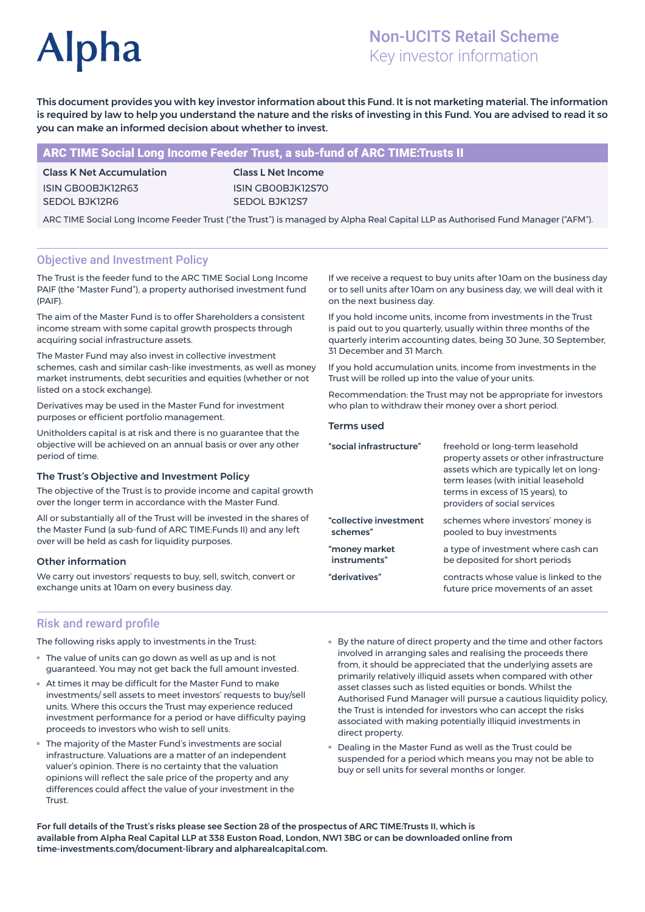# Alpha

## Non-UCITS Retail Scheme
Key investor information

**This document provides you with key investor information about this Fund. It is not marketing material. The information is required by law to help you understand the nature and the risks of investing in this Fund. You are advised to read it so you can make an informed decision about whether to invest.**

## ARC TIME Social Long Income Feeder Trust, a sub-fund of ARC TIME:Trusts II

| Class K Net Accumulation | Class L Net Income |
| --- | --- |
| ISIN GB00BJK12R63 | ISIN GB00BJK12S70 |
| SEDOL BJK12R6 | SEDOL BJK12S7 |

ARC TIME Social Long Income Feeder Trust ("the Trust") is managed by Alpha Real Capital LLP as Authorised Fund Manager ("AFM").

## Objective and Investment Policy

The Trust is the feeder fund to the ARC TIME Social Long Income PAIF (the "Master Fund"), a property authorised investment fund (PAIF).

The aim of the Master Fund is to offer Shareholders a consistent income stream with some capital growth prospects through acquiring social infrastructure assets.

The Master Fund may also invest in collective investment schemes, cash and similar cash-like investments, as well as money market instruments, debt securities and equities (whether or not listed on a stock exchange).

Derivatives may be used in the Master Fund for investment purposes or efficient portfolio management.

Unitholders capital is at risk and there is no guarantee that the objective will be achieved on an annual basis or over any other period of time.

### The Trust's Objective and Investment Policy

The objective of the Trust is to provide income and capital growth over the longer term in accordance with the Master Fund.

All or substantially all of the Trust will be invested in the shares of the Master Fund (a sub-fund of ARC TIME:Funds II) and any left over will be held as cash for liquidity purposes.

### Other information

We carry out investors' requests to buy, sell, switch, convert or exchange units at 10am on every business day.

If we receive a request to buy units after 10am on the business day or to sell units after 10am on any business day, we will deal with it on the next business day.

If you hold income units, income from investments in the Trust is paid out to you quarterly, usually within three months of the quarterly interim accounting dates, being 30 June, 30 September, 31 December and 31 March.

If you hold accumulation units, income from investments in the Trust will be rolled up into the value of your units.

Recommendation: the Trust may not be appropriate for investors who plan to withdraw their money over a short period.

### Terms used

| Term | Definition |
| --- | --- |
| **"social infrastructure"** | freehold or long-term leasehold property assets or other infrastructure assets which are typically let on long-term leases (with initial leasehold terms in excess of 15 years), to providers of social services |
| **"collective investment schemes"** | schemes where investors' money is pooled to buy investments |
| **"money market instruments"** | a type of investment where cash can be deposited for short periods |
| **"derivatives"** | contracts whose value is linked to the future price movements of an asset |

## Risk and reward profile

The following risks apply to investments in the Trust:

- The value of units can go down as well as up and is not guaranteed. You may not get back the full amount invested.
- At times it may be difficult for the Master Fund to make investments/ sell assets to meet investors' requests to buy/sell units. Where this occurs the Trust may experience reduced investment performance for a period or have difficulty paying proceeds to investors who wish to sell units.
- The majority of the Master Fund's investments are social infrastructure. Valuations are a matter of an independent valuer's opinion. There is no certainty that the valuation opinions will reflect the sale price of the property and any differences could affect the value of your investment in the Trust.
- By the nature of direct property and the time and other factors involved in arranging sales and realising the proceeds there from, it should be appreciated that the underlying assets are primarily relatively illiquid assets when compared with other asset classes such as listed equities or bonds. Whilst the Authorised Fund Manager will pursue a cautious liquidity policy, the Trust is intended for investors who can accept the risks associated with making potentially illiquid investments in direct property.
- Dealing in the Master Fund as well as the Trust could be suspended for a period which means you may not be able to buy or sell units for several months or longer.

**For full details of the Trust's risks please see Section 28 of the prospectus of ARC TIME:Trusts II, which is available from Alpha Real Capital LLP at 338 Euston Road, London, NW1 3BG or can be downloaded online from time-investments.com/document-library and alpharealcapital.com.**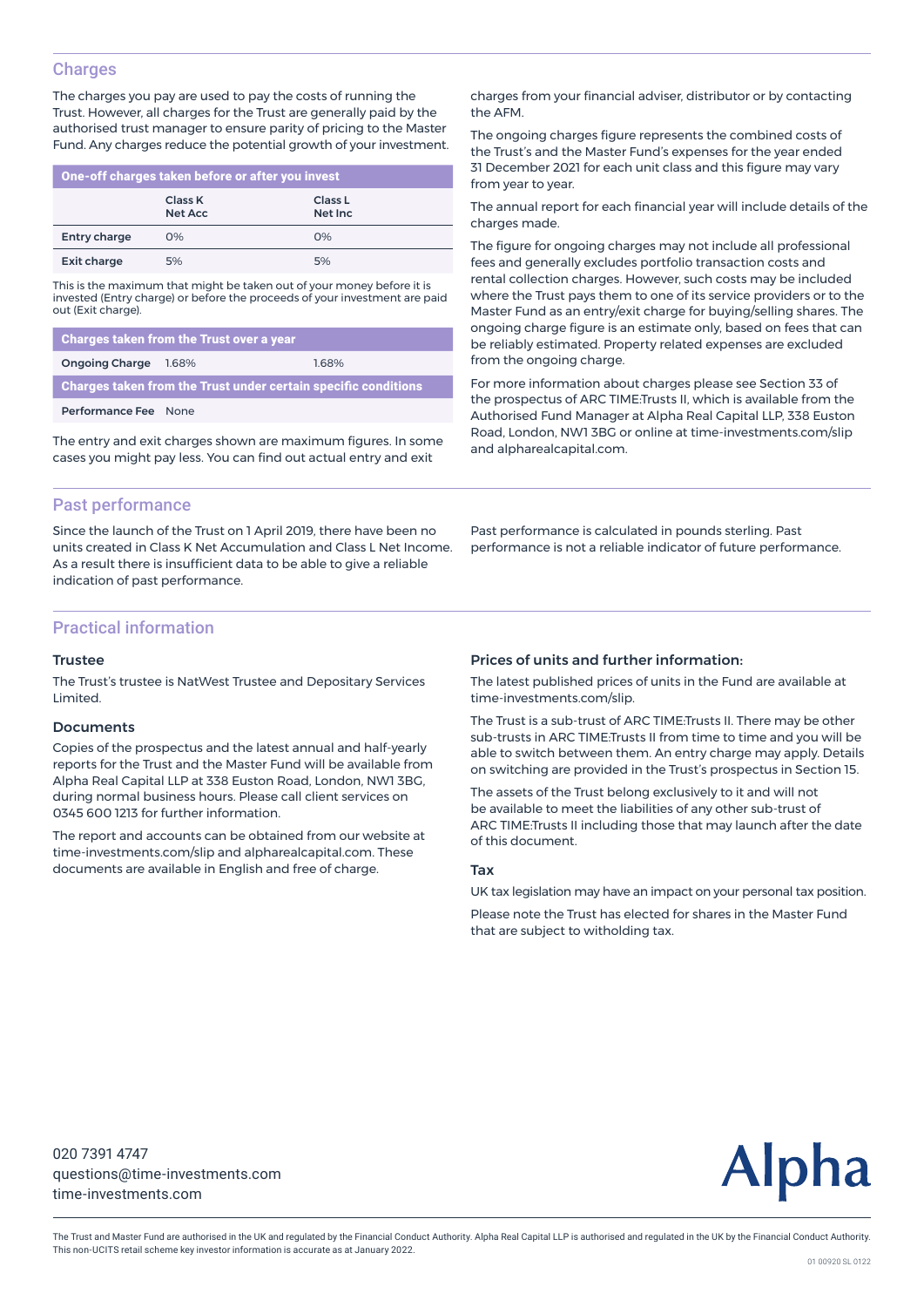## Charges

The charges you pay are used to pay the costs of running the Trust. However, all charges for the Trust are generally paid by the authorised trust manager to ensure parity of pricing to the Master Fund. Any charges reduce the potential growth of your investment.

| One-off charges taken before or after you invest | | |
|---|---|---|
| | Class K Net Acc | Class L Net Inc |
| Entry charge | 0% | 0% |
| Exit charge | 5% | 5% |

This is the maximum that might be taken out of your money before it is invested (Entry charge) or before the proceeds of your investment are paid out (Exit charge).

| Charges taken from the Trust over a year | | |
|---|---|---|
| Ongoing Charge | 1.68% | 1.68% |
| **Charges taken from the Trust under certain specific conditions** | | |
| Performance Fee | None | |

The entry and exit charges shown are maximum figures. In some cases you might pay less. You can find out actual entry and exit charges from your financial adviser, distributor or by contacting the AFM.

The ongoing charges figure represents the combined costs of the Trust's and the Master Fund's expenses for the year ended 31 December 2021 for each unit class and this figure may vary from year to year.

The annual report for each financial year will include details of the charges made.

The figure for ongoing charges may not include all professional fees and generally excludes portfolio transaction costs and rental collection charges. However, such costs may be included where the Trust pays them to one of its service providers or to the Master Fund as an entry/exit charge for buying/selling shares. The ongoing charge figure is an estimate only, based on fees that can be reliably estimated. Property related expenses are excluded from the ongoing charge.

For more information about charges please see Section 33 of the prospectus of ARC TIME:Trusts II, which is available from the Authorised Fund Manager at Alpha Real Capital LLP, 338 Euston Road, London, NW1 3BG or online at time-investments.com/slip and alpharealcapital.com.

## Past performance

Since the launch of the Trust on 1 April 2019, there have been no units created in Class K Net Accumulation and Class L Net Income. As a result there is insufficient data to be able to give a reliable indication of past performance.

Past performance is calculated in pounds sterling. Past performance is not a reliable indicator of future performance.

## Practical information

### Trustee

The Trust's trustee is NatWest Trustee and Depositary Services Limited.

### Documents

Copies of the prospectus and the latest annual and half-yearly reports for the Trust and the Master Fund will be available from Alpha Real Capital LLP at 338 Euston Road, London, NW1 3BG, during normal business hours. Please call client services on 0345 600 1213 for further information.

The report and accounts can be obtained from our website at time-investments.com/slip and alpharealcapital.com. These documents are available in English and free of charge.

### Prices of units and further information:

The latest published prices of units in the Fund are available at time-investments.com/slip.

The Trust is a sub-trust of ARC TIME:Trusts II. There may be other sub-trusts in ARC TIME:Trusts II from time to time and you will be able to switch between them. An entry charge may apply. Details on switching are provided in the Trust's prospectus in Section 15.

The assets of the Trust belong exclusively to it and will not be available to meet the liabilities of any other sub-trust of ARC TIME:Trusts II including those that may launch after the date of this document.

### Tax

UK tax legislation may have an impact on your personal tax position.

Please note the Trust has elected for shares in the Master Fund that are subject to witholding tax.

020 7391 4747
questions@time-investments.com
time-investments.com

Alpha

The Trust and Master Fund are authorised in the UK and regulated by the Financial Conduct Authority. Alpha Real Capital LLP is authorised and regulated in the UK by the Financial Conduct Authority. This non-UCITS retail scheme key investor information is accurate as at January 2022.

01 00920 SL 0122